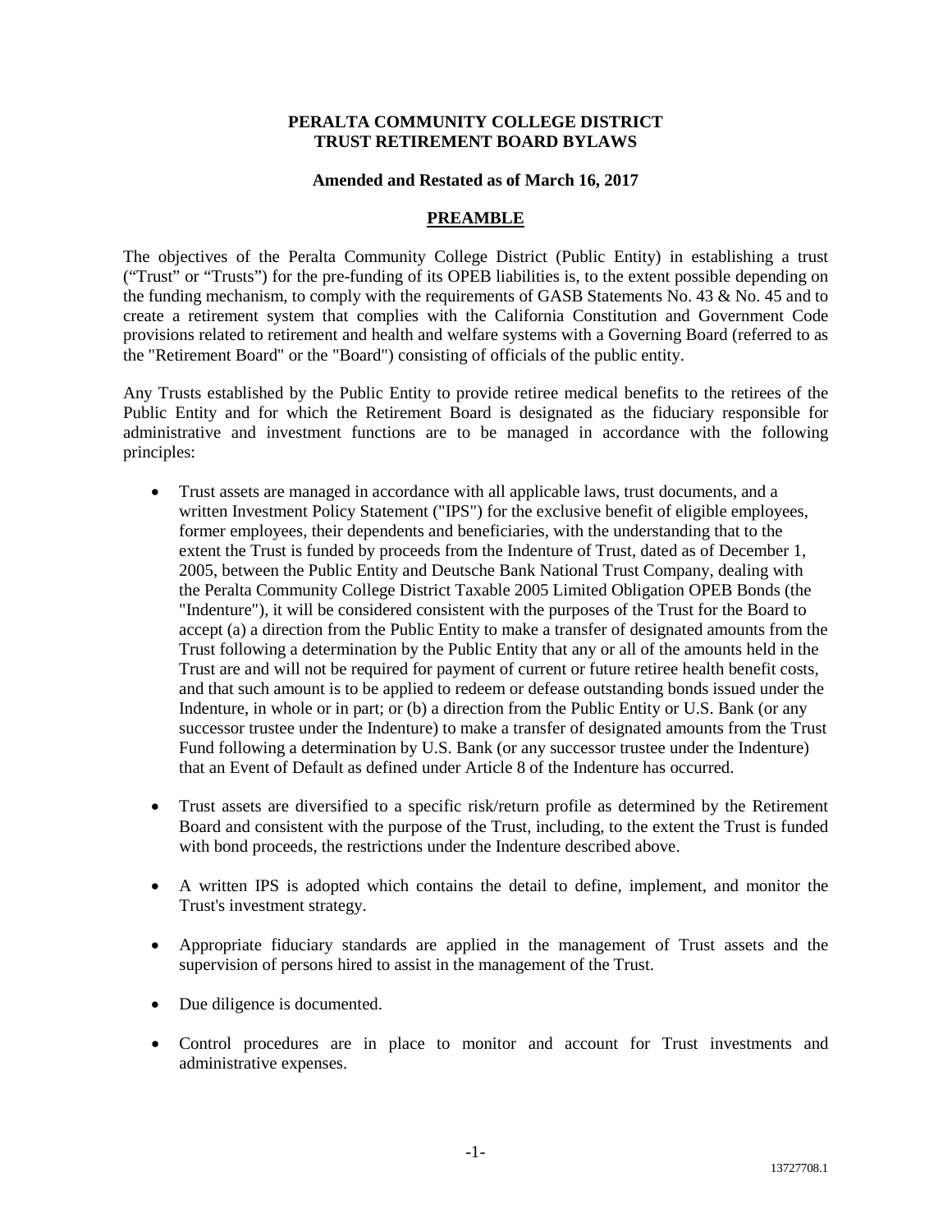**PERALTA COMMUNITY COLLEGE DISTRICT**
**TRUST RETIREMENT BOARD BYLAWS**

**Amended and Restated as of March 16, 2017**

## PREAMBLE

The objectives of the Peralta Community College District (Public Entity) in establishing a trust ("Trust" or "Trusts") for the pre-funding of its OPEB liabilities is, to the extent possible depending on the funding mechanism, to comply with the requirements of GASB Statements No. 43 & No. 45 and to create a retirement system that complies with the California Constitution and Government Code provisions related to retirement and health and welfare systems with a Governing Board (referred to as the "Retirement Board" or the "Board") consisting of officials of the public entity.

Any Trusts established by the Public Entity to provide retiree medical benefits to the retirees of the Public Entity and for which the Retirement Board is designated as the fiduciary responsible for administrative and investment functions are to be managed in accordance with the following principles:

- Trust assets are managed in accordance with all applicable laws, trust documents, and a written Investment Policy Statement ("IPS") for the exclusive benefit of eligible employees, former employees, their dependents and beneficiaries, with the understanding that to the extent the Trust is funded by proceeds from the Indenture of Trust, dated as of December 1, 2005, between the Public Entity and Deutsche Bank National Trust Company, dealing with the Peralta Community College District Taxable 2005 Limited Obligation OPEB Bonds (the "Indenture"), it will be considered consistent with the purposes of the Trust for the Board to accept (a) a direction from the Public Entity to make a transfer of designated amounts from the Trust following a determination by the Public Entity that any or all of the amounts held in the Trust are and will not be required for payment of current or future retiree health benefit costs, and that such amount is to be applied to redeem or defease outstanding bonds issued under the Indenture, in whole or in part; or (b) a direction from the Public Entity or U.S. Bank (or any successor trustee under the Indenture) to make a transfer of designated amounts from the Trust Fund following a determination by U.S. Bank (or any successor trustee under the Indenture) that an Event of Default as defined under Article 8 of the Indenture has occurred.

- Trust assets are diversified to a specific risk/return profile as determined by the Retirement Board and consistent with the purpose of the Trust, including, to the extent the Trust is funded with bond proceeds, the restrictions under the Indenture described above.

- A written IPS is adopted which contains the detail to define, implement, and monitor the Trust's investment strategy.

- Appropriate fiduciary standards are applied in the management of Trust assets and the supervision of persons hired to assist in the management of the Trust.

- Due diligence is documented.

- Control procedures are in place to monitor and account for Trust investments and administrative expenses.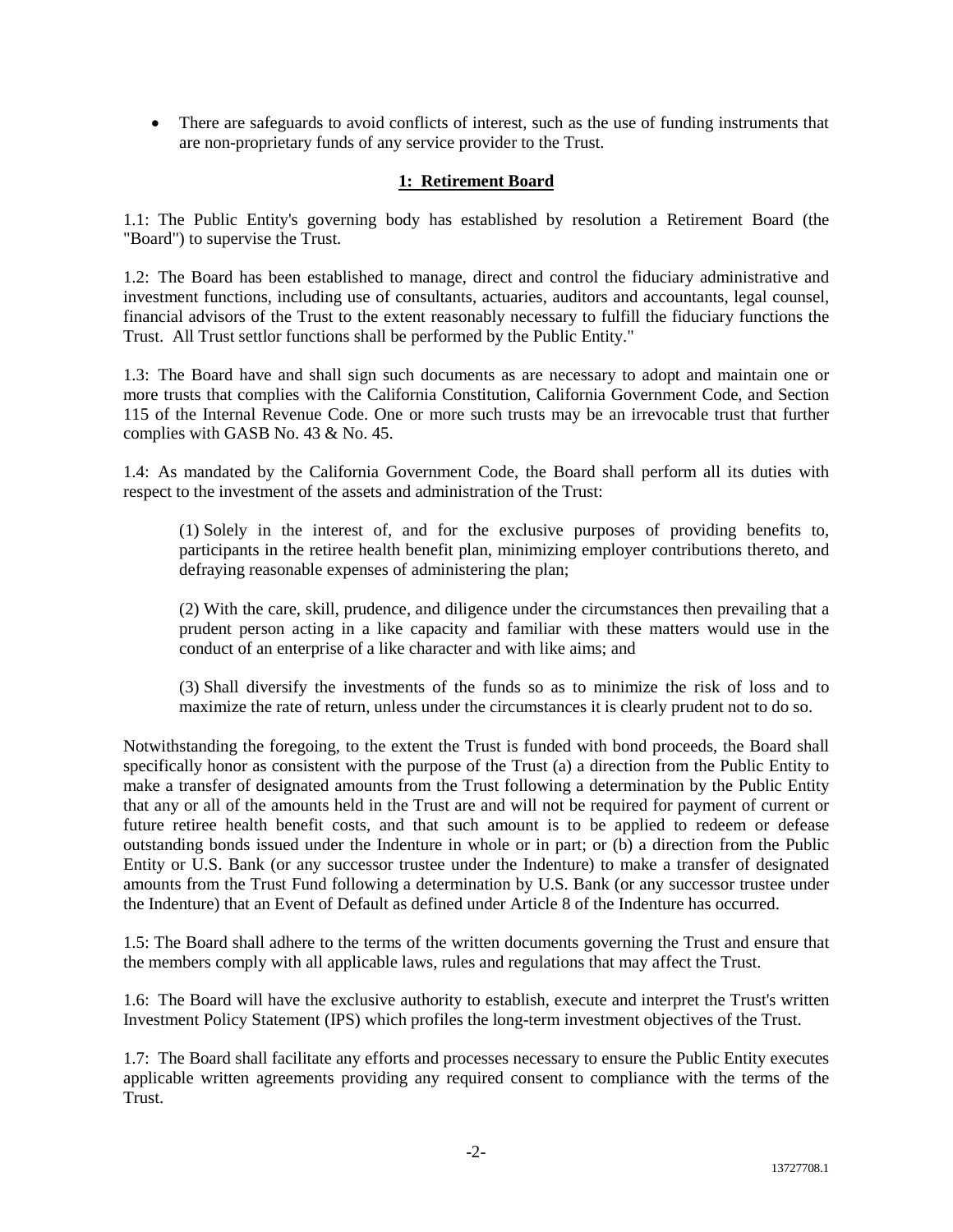- There are safeguards to avoid conflicts of interest, such as the use of funding instruments that are non-proprietary funds of any service provider to the Trust.

## 1: Retirement Board

1.1: The Public Entity's governing body has established by resolution a Retirement Board (the "Board") to supervise the Trust.

1.2: The Board has been established to manage, direct and control the fiduciary administrative and investment functions, including use of consultants, actuaries, auditors and accountants, legal counsel, financial advisors of the Trust to the extent reasonably necessary to fulfill the fiduciary functions the Trust. All Trust settlor functions shall be performed by the Public Entity."

1.3: The Board have and shall sign such documents as are necessary to adopt and maintain one or more trusts that complies with the California Constitution, California Government Code, and Section 115 of the Internal Revenue Code. One or more such trusts may be an irrevocable trust that further complies with GASB No. 43 & No. 45.

1.4: As mandated by the California Government Code, the Board shall perform all its duties with respect to the investment of the assets and administration of the Trust:

> (1) Solely in the interest of, and for the exclusive purposes of providing benefits to, participants in the retiree health benefit plan, minimizing employer contributions thereto, and defraying reasonable expenses of administering the plan;
>
> (2) With the care, skill, prudence, and diligence under the circumstances then prevailing that a prudent person acting in a like capacity and familiar with these matters would use in the conduct of an enterprise of a like character and with like aims; and
>
> (3) Shall diversify the investments of the funds so as to minimize the risk of loss and to maximize the rate of return, unless under the circumstances it is clearly prudent not to do so.

Notwithstanding the foregoing, to the extent the Trust is funded with bond proceeds, the Board shall specifically honor as consistent with the purpose of the Trust (a) a direction from the Public Entity to make a transfer of designated amounts from the Trust following a determination by the Public Entity that any or all of the amounts held in the Trust are and will not be required for payment of current or future retiree health benefit costs, and that such amount is to be applied to redeem or defease outstanding bonds issued under the Indenture in whole or in part; or (b) a direction from the Public Entity or U.S. Bank (or any successor trustee under the Indenture) to make a transfer of designated amounts from the Trust Fund following a determination by U.S. Bank (or any successor trustee under the Indenture) that an Event of Default as defined under Article 8 of the Indenture has occurred.

1.5: The Board shall adhere to the terms of the written documents governing the Trust and ensure that the members comply with all applicable laws, rules and regulations that may affect the Trust.

1.6: The Board will have the exclusive authority to establish, execute and interpret the Trust's written Investment Policy Statement (IPS) which profiles the long-term investment objectives of the Trust.

1.7: The Board shall facilitate any efforts and processes necessary to ensure the Public Entity executes applicable written agreements providing any required consent to compliance with the terms of the Trust.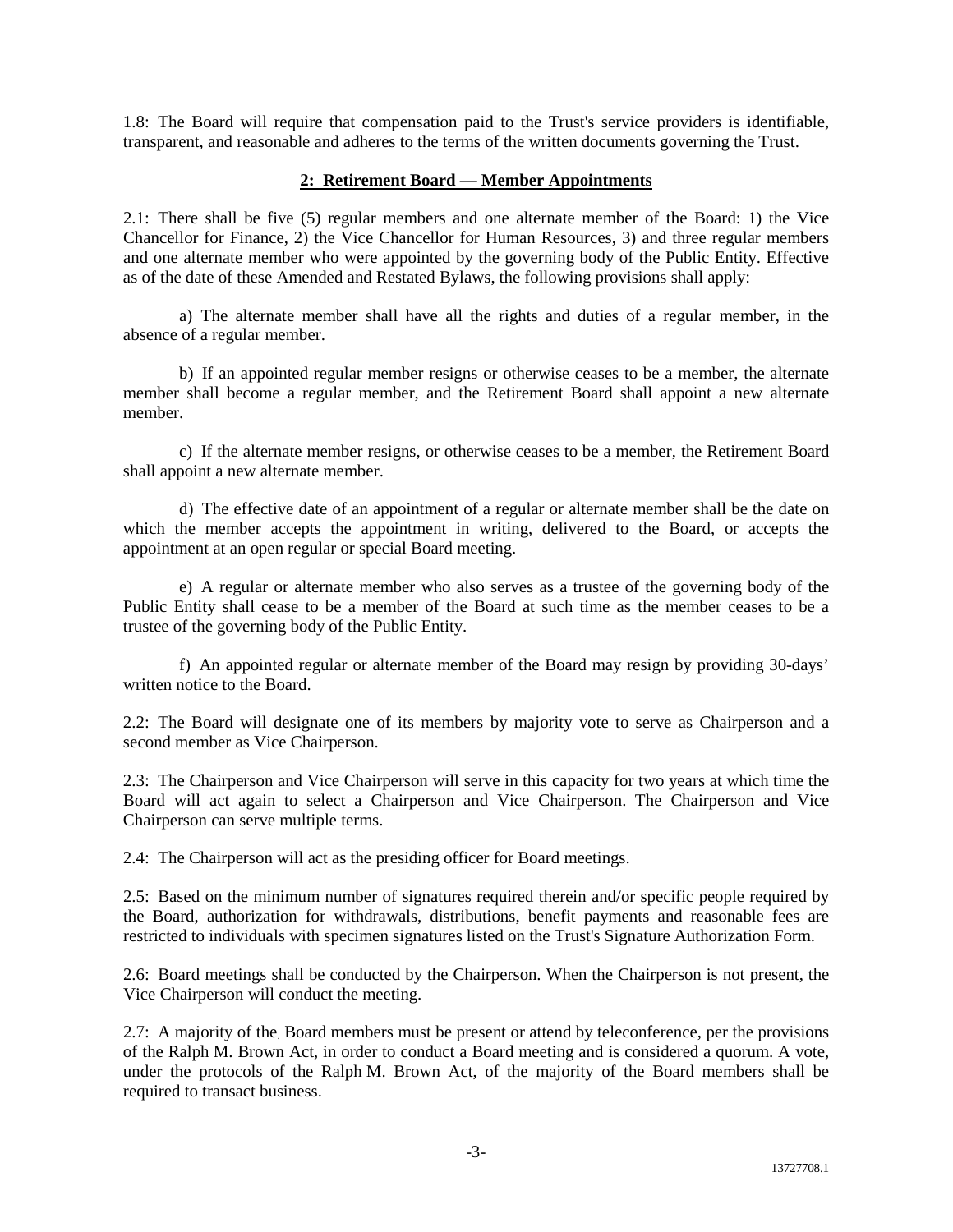1.8: The Board will require that compensation paid to the Trust's service providers is identifiable, transparent, and reasonable and adheres to the terms of the written documents governing the Trust.

## **2: Retirement Board — Member Appointments**

2.1: There shall be five (5) regular members and one alternate member of the Board: 1) the Vice Chancellor for Finance, 2) the Vice Chancellor for Human Resources, 3) and three regular members and one alternate member who were appointed by the governing body of the Public Entity. Effective as of the date of these Amended and Restated Bylaws, the following provisions shall apply:

a) The alternate member shall have all the rights and duties of a regular member, in the absence of a regular member.

b) If an appointed regular member resigns or otherwise ceases to be a member, the alternate member shall become a regular member, and the Retirement Board shall appoint a new alternate member.

c) If the alternate member resigns, or otherwise ceases to be a member, the Retirement Board shall appoint a new alternate member.

d) The effective date of an appointment of a regular or alternate member shall be the date on which the member accepts the appointment in writing, delivered to the Board, or accepts the appointment at an open regular or special Board meeting.

e) A regular or alternate member who also serves as a trustee of the governing body of the Public Entity shall cease to be a member of the Board at such time as the member ceases to be a trustee of the governing body of the Public Entity.

f) An appointed regular or alternate member of the Board may resign by providing 30-days' written notice to the Board.

2.2: The Board will designate one of its members by majority vote to serve as Chairperson and a second member as Vice Chairperson.

2.3: The Chairperson and Vice Chairperson will serve in this capacity for two years at which time the Board will act again to select a Chairperson and Vice Chairperson. The Chairperson and Vice Chairperson can serve multiple terms.

2.4: The Chairperson will act as the presiding officer for Board meetings.

2.5: Based on the minimum number of signatures required therein and/or specific people required by the Board, authorization for withdrawals, distributions, benefit payments and reasonable fees are restricted to individuals with specimen signatures listed on the Trust's Signature Authorization Form.

2.6: Board meetings shall be conducted by the Chairperson. When the Chairperson is not present, the Vice Chairperson will conduct the meeting.

2.7: A majority of the Board members must be present or attend by teleconference, per the provisions of the Ralph M. Brown Act, in order to conduct a Board meeting and is considered a quorum. A vote, under the protocols of the Ralph M. Brown Act, of the majority of the Board members shall be required to transact business.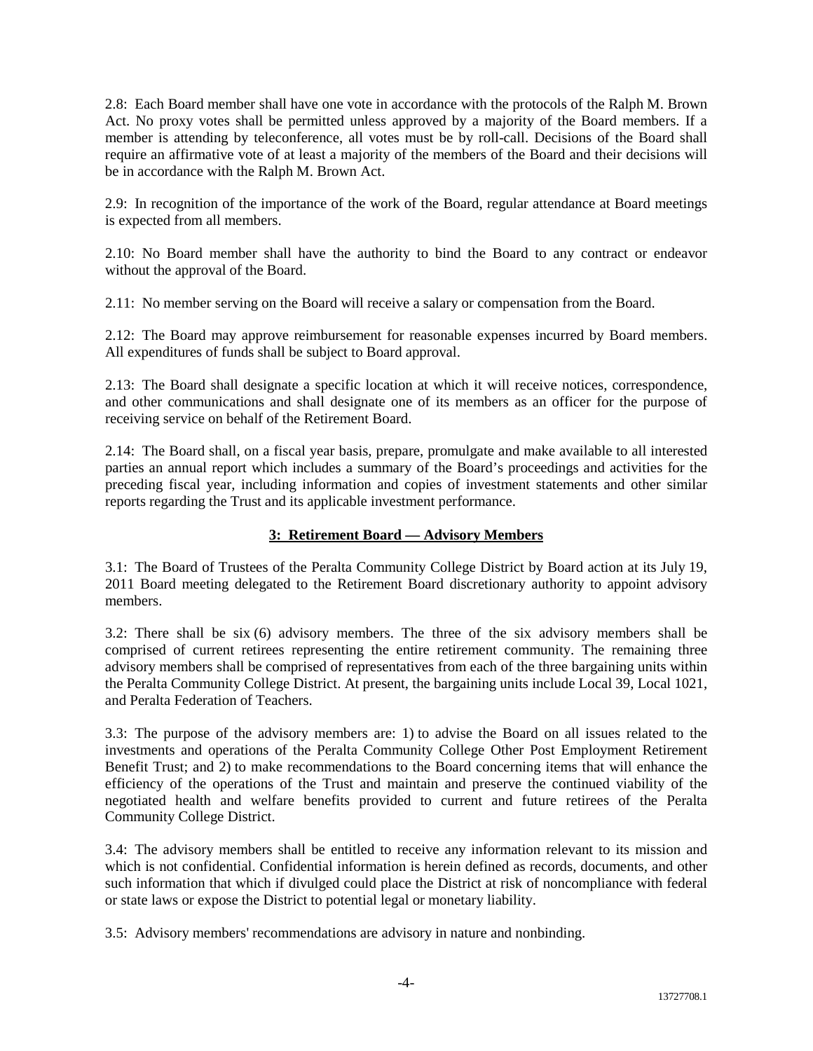2.8: Each Board member shall have one vote in accordance with the protocols of the Ralph M. Brown Act. No proxy votes shall be permitted unless approved by a majority of the Board members. If a member is attending by teleconference, all votes must be by roll-call. Decisions of the Board shall require an affirmative vote of at least a majority of the members of the Board and their decisions will be in accordance with the Ralph M. Brown Act.

2.9: In recognition of the importance of the work of the Board, regular attendance at Board meetings is expected from all members.

2.10: No Board member shall have the authority to bind the Board to any contract or endeavor without the approval of the Board.

2.11: No member serving on the Board will receive a salary or compensation from the Board.

2.12: The Board may approve reimbursement for reasonable expenses incurred by Board members. All expenditures of funds shall be subject to Board approval.

2.13: The Board shall designate a specific location at which it will receive notices, correspondence, and other communications and shall designate one of its members as an officer for the purpose of receiving service on behalf of the Retirement Board.

2.14: The Board shall, on a fiscal year basis, prepare, promulgate and make available to all interested parties an annual report which includes a summary of the Board's proceedings and activities for the preceding fiscal year, including information and copies of investment statements and other similar reports regarding the Trust and its applicable investment performance.

## 3: Retirement Board — Advisory Members

3.1: The Board of Trustees of the Peralta Community College District by Board action at its July 19, 2011 Board meeting delegated to the Retirement Board discretionary authority to appoint advisory members.

3.2: There shall be six (6) advisory members. The three of the six advisory members shall be comprised of current retirees representing the entire retirement community. The remaining three advisory members shall be comprised of representatives from each of the three bargaining units within the Peralta Community College District. At present, the bargaining units include Local 39, Local 1021, and Peralta Federation of Teachers.

3.3: The purpose of the advisory members are: 1) to advise the Board on all issues related to the investments and operations of the Peralta Community College Other Post Employment Retirement Benefit Trust; and 2) to make recommendations to the Board concerning items that will enhance the efficiency of the operations of the Trust and maintain and preserve the continued viability of the negotiated health and welfare benefits provided to current and future retirees of the Peralta Community College District.

3.4: The advisory members shall be entitled to receive any information relevant to its mission and which is not confidential. Confidential information is herein defined as records, documents, and other such information that which if divulged could place the District at risk of noncompliance with federal or state laws or expose the District to potential legal or monetary liability.

3.5: Advisory members' recommendations are advisory in nature and nonbinding.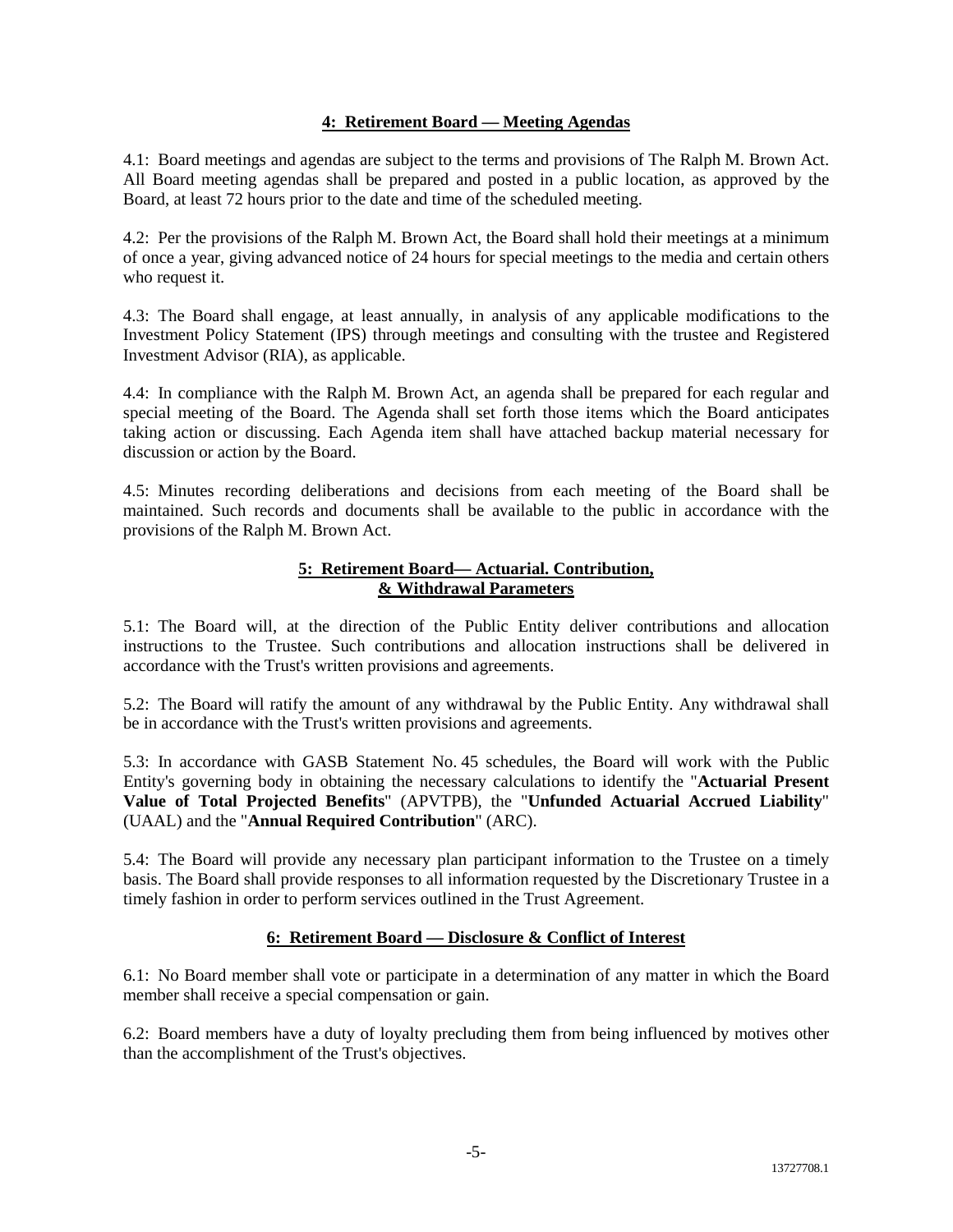## 4: Retirement Board — Meeting Agendas

4.1: Board meetings and agendas are subject to the terms and provisions of The Ralph M. Brown Act. All Board meeting agendas shall be prepared and posted in a public location, as approved by the Board, at least 72 hours prior to the date and time of the scheduled meeting.

4.2: Per the provisions of the Ralph M. Brown Act, the Board shall hold their meetings at a minimum of once a year, giving advanced notice of 24 hours for special meetings to the media and certain others who request it.

4.3: The Board shall engage, at least annually, in analysis of any applicable modifications to the Investment Policy Statement (IPS) through meetings and consulting with the trustee and Registered Investment Advisor (RIA), as applicable.

4.4: In compliance with the Ralph M. Brown Act, an agenda shall be prepared for each regular and special meeting of the Board. The Agenda shall set forth those items which the Board anticipates taking action or discussing. Each Agenda item shall have attached backup material necessary for discussion or action by the Board.

4.5: Minutes recording deliberations and decisions from each meeting of the Board shall be maintained. Such records and documents shall be available to the public in accordance with the provisions of the Ralph M. Brown Act.

## 5: Retirement Board— Actuarial. Contribution, & Withdrawal Parameters

5.1: The Board will, at the direction of the Public Entity deliver contributions and allocation instructions to the Trustee. Such contributions and allocation instructions shall be delivered in accordance with the Trust's written provisions and agreements.

5.2: The Board will ratify the amount of any withdrawal by the Public Entity. Any withdrawal shall be in accordance with the Trust's written provisions and agreements.

5.3: In accordance with GASB Statement No. 45 schedules, the Board will work with the Public Entity's governing body in obtaining the necessary calculations to identify the "**Actuarial Present Value of Total Projected Benefits**" (APVTPB), the "**Unfunded Actuarial Accrued Liability**" (UAAL) and the "**Annual Required Contribution**" (ARC).

5.4: The Board will provide any necessary plan participant information to the Trustee on a timely basis. The Board shall provide responses to all information requested by the Discretionary Trustee in a timely fashion in order to perform services outlined in the Trust Agreement.

## 6: Retirement Board — Disclosure & Conflict of Interest

6.1: No Board member shall vote or participate in a determination of any matter in which the Board member shall receive a special compensation or gain.

6.2: Board members have a duty of loyalty precluding them from being influenced by motives other than the accomplishment of the Trust's objectives.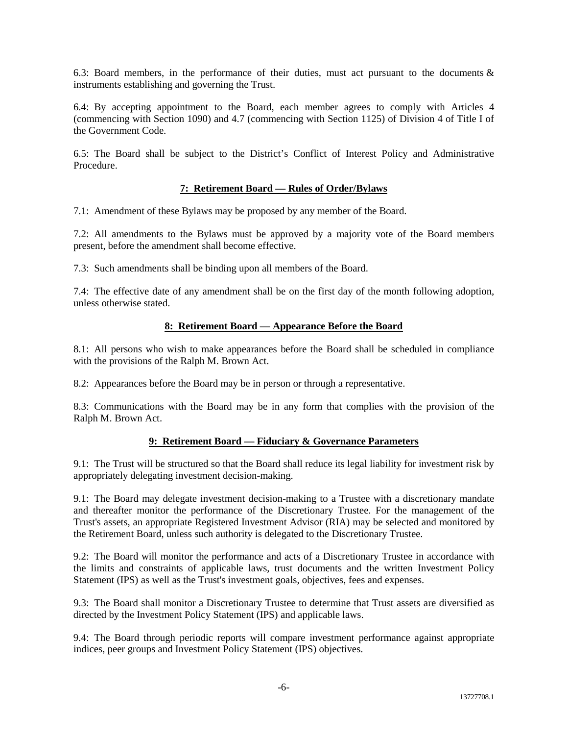6.3: Board members, in the performance of their duties, must act pursuant to the documents & instruments establishing and governing the Trust.

6.4: By accepting appointment to the Board, each member agrees to comply with Articles 4 (commencing with Section 1090) and 4.7 (commencing with Section 1125) of Division 4 of Title I of the Government Code.

6.5: The Board shall be subject to the District's Conflict of Interest Policy and Administrative Procedure.

## 7: Retirement Board — Rules of Order/Bylaws

7.1: Amendment of these Bylaws may be proposed by any member of the Board.

7.2: All amendments to the Bylaws must be approved by a majority vote of the Board members present, before the amendment shall become effective.

7.3: Such amendments shall be binding upon all members of the Board.

7.4: The effective date of any amendment shall be on the first day of the month following adoption, unless otherwise stated.

## 8: Retirement Board — Appearance Before the Board

8.1: All persons who wish to make appearances before the Board shall be scheduled in compliance with the provisions of the Ralph M. Brown Act.

8.2: Appearances before the Board may be in person or through a representative.

8.3: Communications with the Board may be in any form that complies with the provision of the Ralph M. Brown Act.

## 9: Retirement Board — Fiduciary & Governance Parameters

9.1: The Trust will be structured so that the Board shall reduce its legal liability for investment risk by appropriately delegating investment decision-making.

9.1: The Board may delegate investment decision-making to a Trustee with a discretionary mandate and thereafter monitor the performance of the Discretionary Trustee. For the management of the Trust's assets, an appropriate Registered Investment Advisor (RIA) may be selected and monitored by the Retirement Board, unless such authority is delegated to the Discretionary Trustee.

9.2: The Board will monitor the performance and acts of a Discretionary Trustee in accordance with the limits and constraints of applicable laws, trust documents and the written Investment Policy Statement (IPS) as well as the Trust's investment goals, objectives, fees and expenses.

9.3: The Board shall monitor a Discretionary Trustee to determine that Trust assets are diversified as directed by the Investment Policy Statement (IPS) and applicable laws.

9.4: The Board through periodic reports will compare investment performance against appropriate indices, peer groups and Investment Policy Statement (IPS) objectives.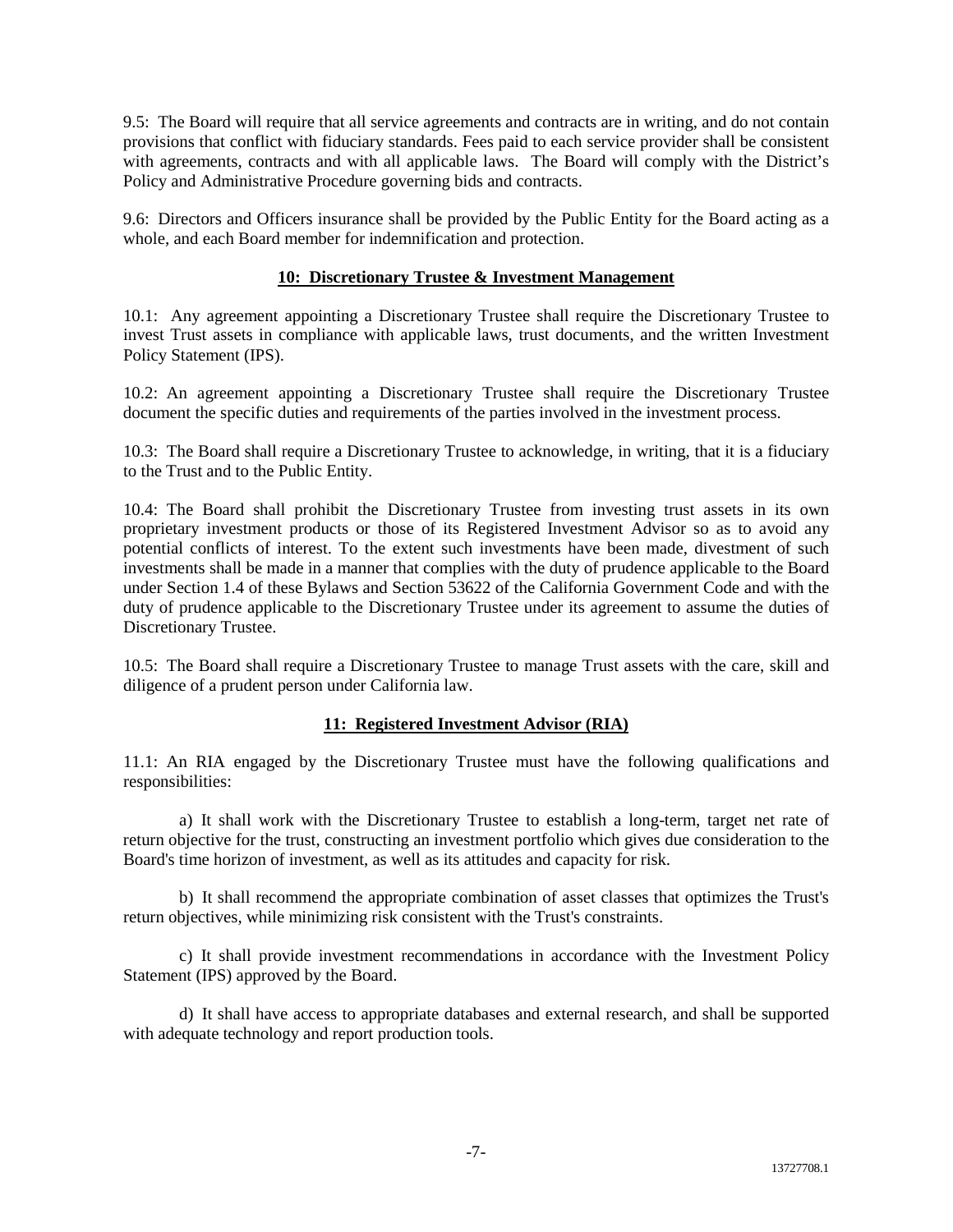9.5: The Board will require that all service agreements and contracts are in writing, and do not contain provisions that conflict with fiduciary standards. Fees paid to each service provider shall be consistent with agreements, contracts and with all applicable laws. The Board will comply with the District's Policy and Administrative Procedure governing bids and contracts.

9.6: Directors and Officers insurance shall be provided by the Public Entity for the Board acting as a whole, and each Board member for indemnification and protection.

## 10: Discretionary Trustee & Investment Management

10.1: Any agreement appointing a Discretionary Trustee shall require the Discretionary Trustee to invest Trust assets in compliance with applicable laws, trust documents, and the written Investment Policy Statement (IPS).

10.2: An agreement appointing a Discretionary Trustee shall require the Discretionary Trustee document the specific duties and requirements of the parties involved in the investment process.

10.3: The Board shall require a Discretionary Trustee to acknowledge, in writing, that it is a fiduciary to the Trust and to the Public Entity.

10.4: The Board shall prohibit the Discretionary Trustee from investing trust assets in its own proprietary investment products or those of its Registered Investment Advisor so as to avoid any potential conflicts of interest. To the extent such investments have been made, divestment of such investments shall be made in a manner that complies with the duty of prudence applicable to the Board under Section 1.4 of these Bylaws and Section 53622 of the California Government Code and with the duty of prudence applicable to the Discretionary Trustee under its agreement to assume the duties of Discretionary Trustee.

10.5: The Board shall require a Discretionary Trustee to manage Trust assets with the care, skill and diligence of a prudent person under California law.

## 11: Registered Investment Advisor (RIA)

11.1: An RIA engaged by the Discretionary Trustee must have the following qualifications and responsibilities:

a) It shall work with the Discretionary Trustee to establish a long-term, target net rate of return objective for the trust, constructing an investment portfolio which gives due consideration to the Board's time horizon of investment, as well as its attitudes and capacity for risk.

b) It shall recommend the appropriate combination of asset classes that optimizes the Trust's return objectives, while minimizing risk consistent with the Trust's constraints.

c) It shall provide investment recommendations in accordance with the Investment Policy Statement (IPS) approved by the Board.

d) It shall have access to appropriate databases and external research, and shall be supported with adequate technology and report production tools.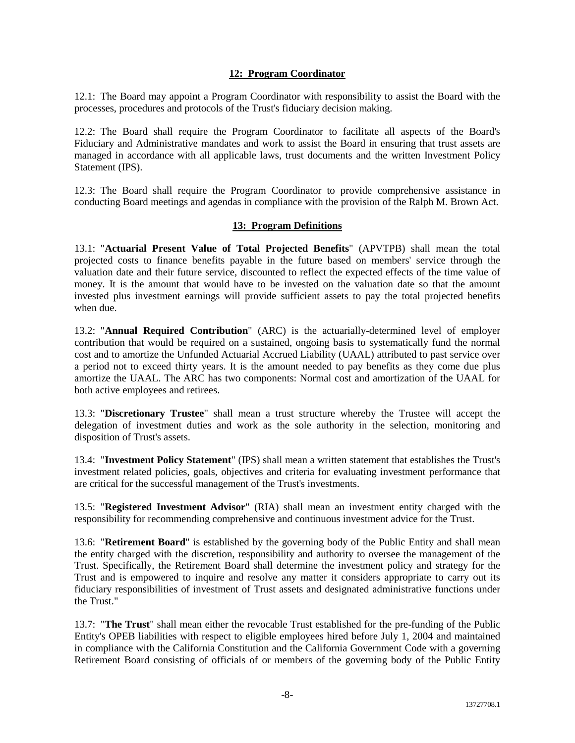## 12: Program Coordinator

12.1: The Board may appoint a Program Coordinator with responsibility to assist the Board with the processes, procedures and protocols of the Trust's fiduciary decision making.

12.2: The Board shall require the Program Coordinator to facilitate all aspects of the Board's Fiduciary and Administrative mandates and work to assist the Board in ensuring that trust assets are managed in accordance with all applicable laws, trust documents and the written Investment Policy Statement (IPS).

12.3: The Board shall require the Program Coordinator to provide comprehensive assistance in conducting Board meetings and agendas in compliance with the provision of the Ralph M. Brown Act.

## 13: Program Definitions

13.1: "**Actuarial Present Value of Total Projected Benefits**" (APVTPB) shall mean the total projected costs to finance benefits payable in the future based on members' service through the valuation date and their future service, discounted to reflect the expected effects of the time value of money. It is the amount that would have to be invested on the valuation date so that the amount invested plus investment earnings will provide sufficient assets to pay the total projected benefits when due.

13.2: "**Annual Required Contribution**" (ARC) is the actuarially-determined level of employer contribution that would be required on a sustained, ongoing basis to systematically fund the normal cost and to amortize the Unfunded Actuarial Accrued Liability (UAAL) attributed to past service over a period not to exceed thirty years. It is the amount needed to pay benefits as they come due plus amortize the UAAL. The ARC has two components: Normal cost and amortization of the UAAL for both active employees and retirees.

13.3: "**Discretionary Trustee**" shall mean a trust structure whereby the Trustee will accept the delegation of investment duties and work as the sole authority in the selection, monitoring and disposition of Trust's assets.

13.4: "**Investment Policy Statement**" (IPS) shall mean a written statement that establishes the Trust's investment related policies, goals, objectives and criteria for evaluating investment performance that are critical for the successful management of the Trust's investments.

13.5: "**Registered Investment Advisor**" (RIA) shall mean an investment entity charged with the responsibility for recommending comprehensive and continuous investment advice for the Trust.

13.6: "**Retirement Board**" is established by the governing body of the Public Entity and shall mean the entity charged with the discretion, responsibility and authority to oversee the management of the Trust. Specifically, the Retirement Board shall determine the investment policy and strategy for the Trust and is empowered to inquire and resolve any matter it considers appropriate to carry out its fiduciary responsibilities of investment of Trust assets and designated administrative functions under the Trust."

13.7: "**The Trust**" shall mean either the revocable Trust established for the pre-funding of the Public Entity's OPEB liabilities with respect to eligible employees hired before July 1, 2004 and maintained in compliance with the California Constitution and the California Government Code with a governing Retirement Board consisting of officials of or members of the governing body of the Public Entity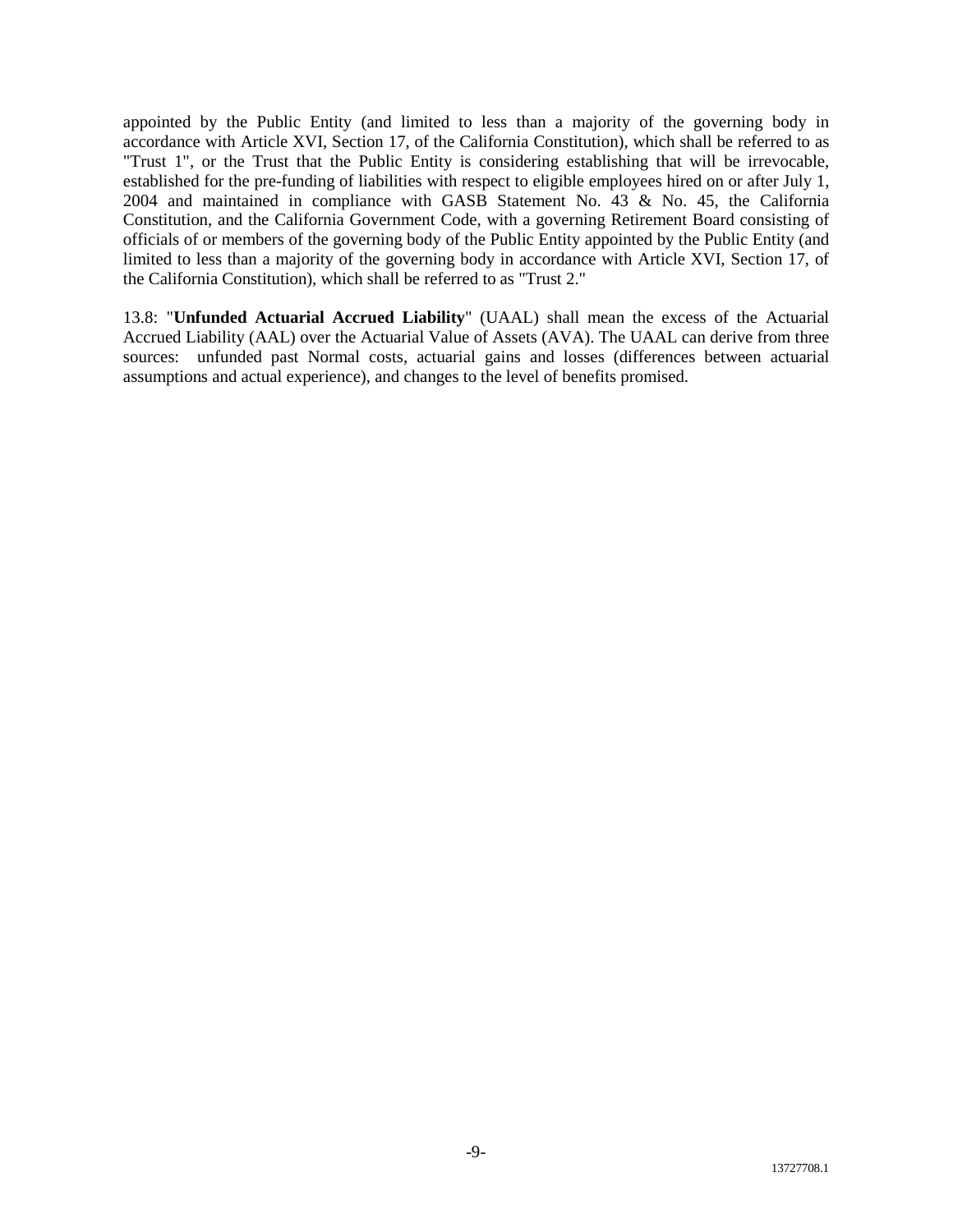appointed by the Public Entity (and limited to less than a majority of the governing body in accordance with Article XVI, Section 17, of the California Constitution), which shall be referred to as "Trust 1", or the Trust that the Public Entity is considering establishing that will be irrevocable, established for the pre-funding of liabilities with respect to eligible employees hired on or after July 1, 2004 and maintained in compliance with GASB Statement No. 43 & No. 45, the California Constitution, and the California Government Code, with a governing Retirement Board consisting of officials of or members of the governing body of the Public Entity appointed by the Public Entity (and limited to less than a majority of the governing body in accordance with Article XVI, Section 17, of the California Constitution), which shall be referred to as "Trust 2."

13.8: "**Unfunded Actuarial Accrued Liability**" (UAAL) shall mean the excess of the Actuarial Accrued Liability (AAL) over the Actuarial Value of Assets (AVA). The UAAL can derive from three sources: unfunded past Normal costs, actuarial gains and losses (differences between actuarial assumptions and actual experience), and changes to the level of benefits promised.